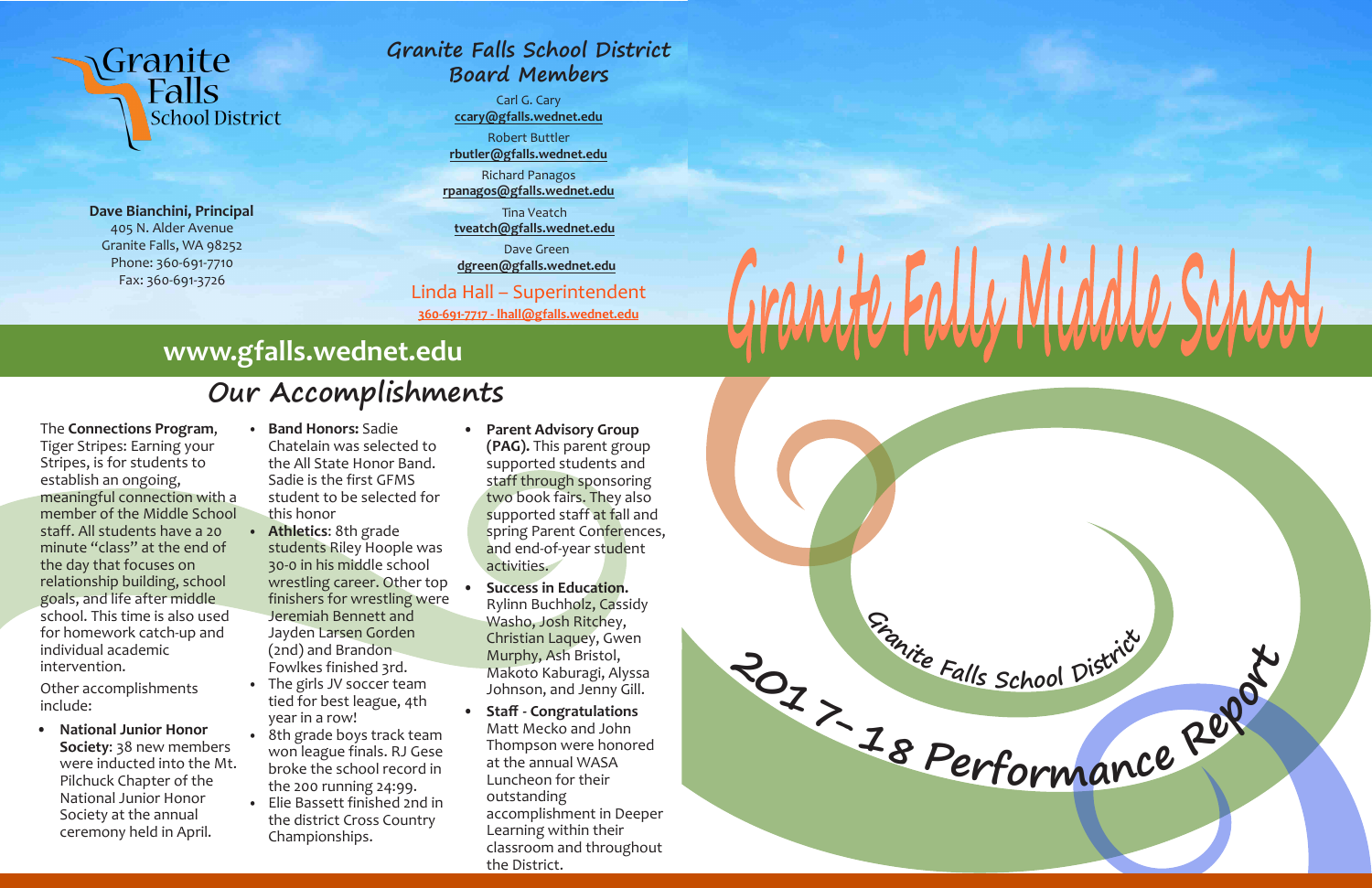# Granite Falls School District

**Dave Bianchini, Principal**
405 N. Alder Avenue
Granite Falls, WA 98252
Phone: 360-691-7710
Fax: 360-691-3726

## Granite Falls School District Board Members

Carl G. Cary
**ccary@gfalls.wednet.edu**

Robert Buttler
**rbutler@gfalls.wednet.edu**

Richard Panagos
**rpanagos@gfalls.wednet.edu**

Tina Veatch
**tveatch@gfalls.wednet.edu**

Dave Green
**dgreen@gfalls.wednet.edu**

Linda Hall – Superintendent
**360-691-7717 - lhall@gfalls.wednet.edu**

**www.gfalls.wednet.edu**

# Granite Falls Middle School

## Granite Falls School District 2017-18 Performance Report

## Our Accomplishments

The **Connections Program**, Tiger Stripes: Earning your Stripes, is for students to establish an ongoing, meaningful connection with a member of the Middle School staff. All students have a 20 minute "class" at the end of the day that focuses on relationship building, school goals, and life after middle school. This time is also used for homework catch-up and individual academic intervention.

Other accomplishments include:

- **National Junior Honor Society**: 38 new members were inducted into the Mt. Pilchuck Chapter of the National Junior Honor Society at the annual ceremony held in April.
- **Band Honors:** Sadie Chatelain was selected to the All State Honor Band. Sadie is the first GFMS student to be selected for this honor
- **Athletics**: 8th grade students Riley Hoople was 30-0 in his middle school wrestling career. Other top finishers for wrestling were Jeremiah Bennett and Jayden Larsen Gorden (2nd) and Brandon Fowlkes finished 3rd.
- The girls JV soccer team tied for best league, 4th year in a row!
- 8th grade boys track team won league finals. RJ Gese broke the school record in the 200 running 24:99.
- Elie Bassett finished 2nd in the district Cross Country Championships.
- **Parent Advisory Group (PAG).** This parent group supported students and staff through sponsoring two book fairs. They also supported staff at fall and spring Parent Conferences, and end-of-year student activities.
- **Success in Education.** Rylinn Buchholz, Cassidy Washo, Josh Ritchey, Christian Laquey, Gwen Murphy, Ash Bristol, Makoto Kaburagi, Alyssa Johnson, and Jenny Gill.
- **Staff - Congratulations** Matt Mecko and John Thompson were honored at the annual WASA Luncheon for their outstanding accomplishment in Deeper Learning within their classroom and throughout the District.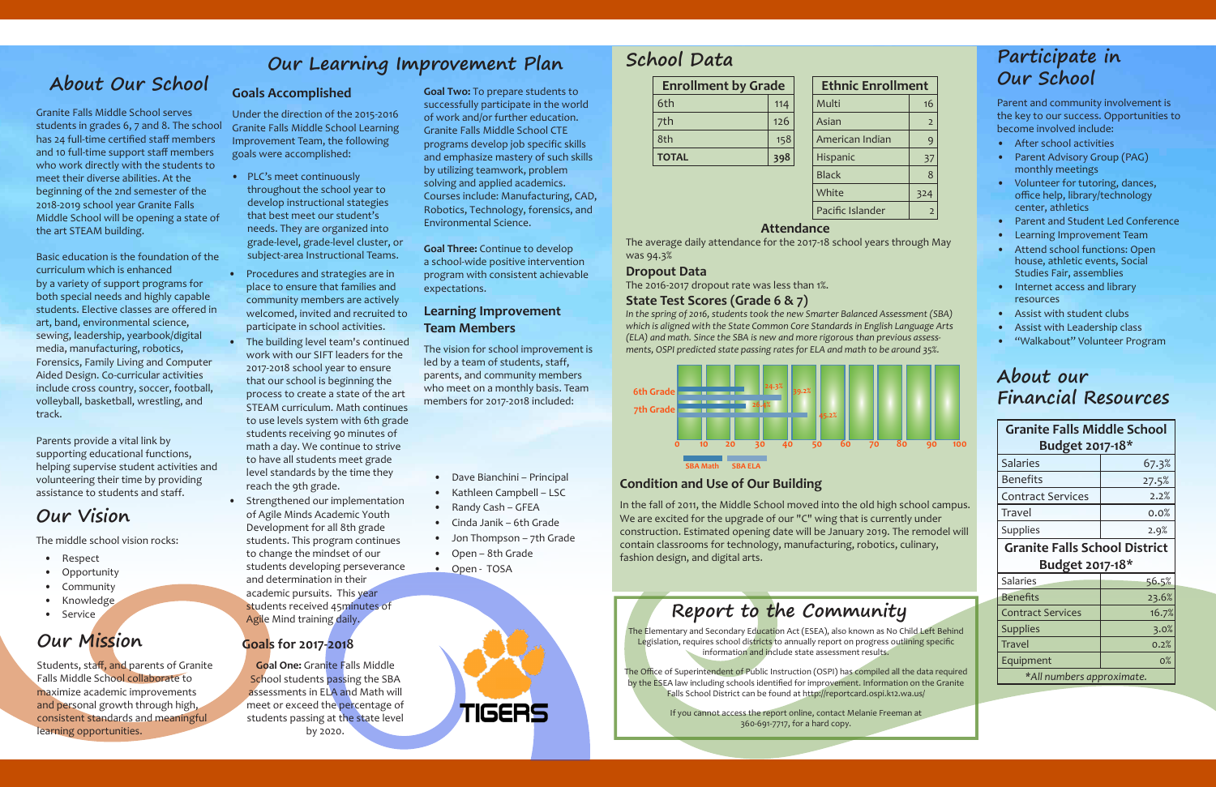## About Our School

Granite Falls Middle School serves students in grades 6, 7 and 8. The school has 24 full-time certified staff members and 10 full-time support staff members who work directly with the students to meet their diverse abilities. At the beginning of the 2nd semester of the 2018-2019 school year Granite Falls Middle School will be opening a state of the art STEAM building.

Basic education is the foundation of the curriculum which is enhanced by a variety of support programs for both special needs and highly capable students. Elective classes are offered in art, band, environmental science, sewing, leadership, yearbook/digital media, manufacturing, robotics, Forensics, Family Living and Computer Aided Design. Co-curricular activities include cross country, soccer, football, volleyball, basketball, wrestling, and track.

Parents provide a vital link by supporting educational functions, helping supervise student activities and volunteering their time by providing assistance to students and staff.

## Our Vision

The middle school vision rocks:

- Respect
- Opportunity
- Community
- Knowledge
- Service

## Our Mission

Students, staff, and parents of Granite Falls Middle School collaborate to maximize academic improvements and personal growth through high, consistent standards and meaningful learning opportunities.

## Our Learning Improvement Plan

### Goals Accomplished

Under the direction of the 2015-2016 Granite Falls Middle School Learning Improvement Team, the following goals were accomplished:

- PLC's meet continuously throughout the school year to develop instructional stategies that best meet our student's needs. They are organized into grade-level, grade-level cluster, or subject-area Instructional Teams.
- Procedures and strategies are in place to ensure that families and community members are actively welcomed, invited and recruited to participate in school activities.
- The building level team's continued work with our SIFT leaders for the 2017-2018 school year to ensure that our school is beginning the process to create a state of the art STEAM curriculum. Math continues to use levels system with 6th grade students receiving 90 minutes of math a day. We continue to strive to have all students meet grade level standards by the time they reach the 9th grade.
- Strengthened our implementation of Agile Minds Academic Youth Development for all 8th grade students. This program continues to change the mindset of our students developing perseverance and determination in their academic pursuits. This year students received 45minutes of Agile Mind training daily.

### Goals for 2017-2018

**Goal One:** Granite Falls Middle School students passing the SBA assessments in ELA and Math will meet or exceed the percentage of students passing at the state level by 2020.

**Goal Two:** To prepare students to successfully participate in the world of work and/or further education. Granite Falls Middle School CTE programs develop job specific skills and emphasize mastery of such skills by utilizing teamwork, problem solving and applied academics. Courses include: Manufacturing, CAD, Robotics, Technology, forensics, and Environmental Science.

**Goal Three:** Continue to develop a school-wide positive intervention program with consistent achievable expectations.

### Learning Improvement Team Members

The vision for school improvement is led by a team of students, staff, parents, and community members who meet on a monthly basis. Team members for 2017-2018 included:

- Dave Bianchini – Principal
- Kathleen Campbell – LSC
- Randy Cash – GFEA
- Cinda Janik – 6th Grade
- Jon Thompson – 7th Grade
- Open – 8th Grade
- Open - TOSA

TIGERS

## School Data

| Enrollment by Grade | |
|---|---|
| 6th | 114 |
| 7th | 126 |
| 8th | 158 |
| **TOTAL** | **398** |

| Ethnic Enrollment | |
|---|---|
| Multi | 16 |
| Asian | 2 |
| American Indian | 9 |
| Hispanic | 37 |
| Black | 8 |
| White | 324 |
| Pacific Islander | 2 |

### Attendance

The average daily attendance for the 2017-18 school years through May was 94.3%

### Dropout Data

The 2016-2017 dropout rate was less than 1%.

### State Test Scores (Grade 6 & 7)

*In the spring of 2016, students took the new Smarter Balanced Assessment (SBA) which is aligned with the State Common Core Standards in English Language Arts (ELA) and math. Since the SBA is new and more rigorous than previous assessments, OSPI predicted state passing rates for ELA and math to be around 35%.*

6th Grade
7th Grade
24.3%
39.2%
28.4%
45.2%
0 10 20 30 40 50 60 70 80 90 100
SBA Math SBA ELA

### Condition and Use of Our Building

In the fall of 2011, the Middle School moved into the old high school campus. We are excited for the upgrade of our "C" wing that is currently under construction. Estimated opening date will be January 2019. The remodel will contain classrooms for technology, manufacturing, robotics, culinary, fashion design, and digital arts.

## Report to the Community

The Elementary and Secondary Education Act (ESEA), also known as No Child Left Behind Legislation, requires school districts to annually report on progress outlining specific information and include state assessment results.

The Office of Superintendent of Public Instruction (OSPI) has compiled all the data required by the ESEA law including schools identified for improvement. Information on the Granite Falls School District can be found at http://reportcard.ospi.k12.wa.us/

If you cannot access the report online, contact Melanie Freeman at 360-691-7717, for a hard copy.

## Participate in Our School

Parent and community involvement is the key to our success. Opportunities to become involved include:

- After school activities
- Parent Advisory Group (PAG) monthly meetings
- Volunteer for tutoring, dances, office help, library/technology center, athletics
- Parent and Student Led Conference
- Learning Improvement Team
- Attend school functions: Open house, athletic events, Social Studies Fair, assemblies
- Internet access and library resources
- Assist with student clubs
- Assist with Leadership class
- "Walkabout" Volunteer Program

## About our Financial Resources

| Granite Falls Middle School Budget 2017-18* | |
|---|---|
| Salaries | 67.3% |
| Benefits | 27.5% |
| Contract Services | 2.2% |
| Travel | 0.0% |
| Supplies | 2.9% |

| Granite Falls School District Budget 2017-18* | |
|---|---|
| Salaries | 56.5% |
| Benefits | 23.6% |
| Contract Services | 16.7% |
| Supplies | 3.0% |
| Travel | 0.2% |
| Equipment | 0% |

*All numbers approximate.*